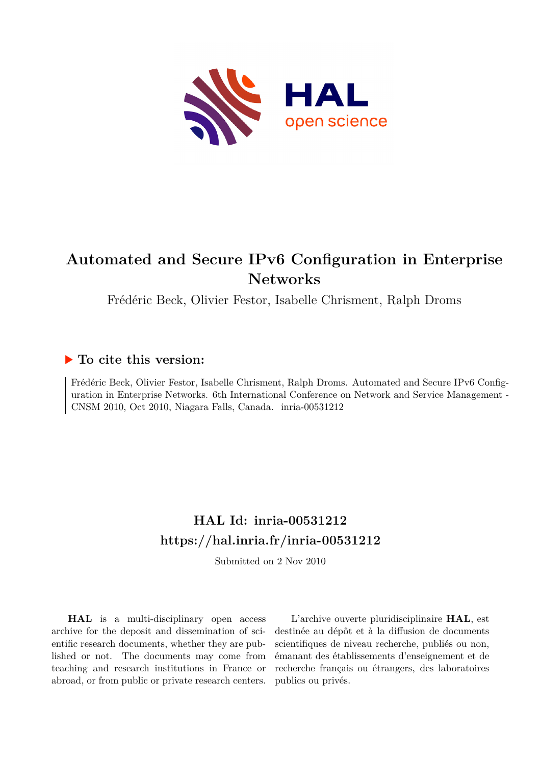# Automated and Secure IPv6 Configuration in Enterprise Networks

Frédéric Beck, Olivier Festor, Isabelle Chrisment, Ralph Droms

## To cite this version:

Frédéric Beck, Olivier Festor, Isabelle Chrisment, Ralph Droms. Automated and Secure IPv6 Configuration in Enterprise Networks. 6th International Conference on Network and Service Management - CNSM 2010, Oct 2010, Niagara Falls, Canada. inria-00531212

## HAL Id: inria-00531212
## https://hal.inria.fr/inria-00531212

Submitted on 2 Nov 2010

**HAL** is a multi-disciplinary open access archive for the deposit and dissemination of scientific research documents, whether they are published or not. The documents may come from teaching and research institutions in France or abroad, or from public or private research centers.

L'archive ouverte pluridisciplinaire **HAL**, est destinée au dépôt et à la diffusion de documents scientifiques de niveau recherche, publiés ou non, émanant des établissements d'enseignement et de recherche français ou étrangers, des laboratoires publics ou privés.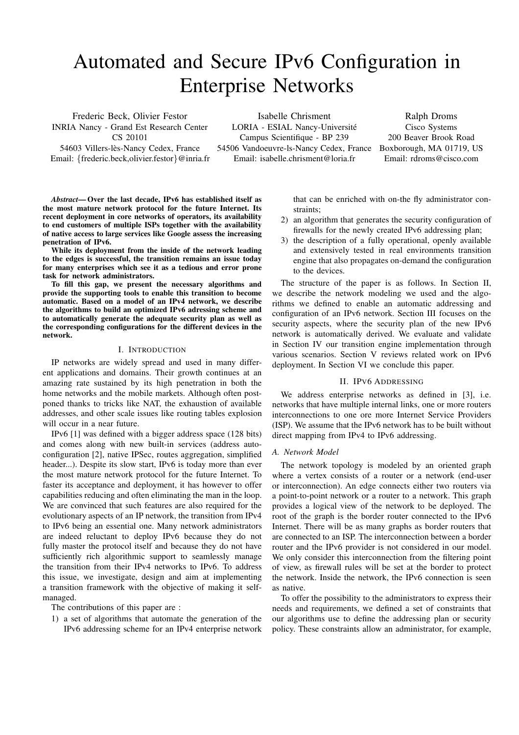# Automated and Secure IPv6 Configuration in Enterprise Networks

Frederic Beck, Olivier Festor
INRIA Nancy - Grand Est Research Center
CS 20101
54603 Villers-lès-Nancy Cedex, France
Email: {frederic.beck,olivier.festor}@inria.fr

Isabelle Chrisment
LORIA - ESIAL Nancy-Université
Campus Scientifique - BP 239
54506 Vandoeuvre-ls-Nancy Cedex, France
Email: isabelle.chrisment@loria.fr

Ralph Droms
Cisco Systems
200 Beaver Brook Road
Boxborough, MA 01719, US
Email: rdroms@cisco.com

***Abstract*— Over the last decade, IPv6 has established itself as the most mature network protocol for the future Internet. Its recent deployment in core networks of operators, its availability to end customers of multiple ISPs together with the availability of native access to large services like Google assess the increasing penetration of IPv6.**

**While its deployment from the inside of the network leading to the edges is successful, the transition remains an issue today for many enterprises which see it as a tedious and error prone task for network administrators.**

**To fill this gap, we present the necessary algorithms and provide the supporting tools to enable this transition to become automatic. Based on a model of an IPv4 network, we describe the algorithms to build an optimized IPv6 adressing scheme and to automatically generate the adequate security plan as well as the corresponding configurations for the different devices in the network.**

## I. Introduction

IP networks are widely spread and used in many different applications and domains. Their growth continues at an amazing rate sustained by its high penetration in both the home networks and the mobile markets. Although often postponed thanks to tricks like NAT, the exhaustion of available addresses, and other scale issues like routing tables explosion will occur in a near future.

IPv6 [1] was defined with a bigger address space (128 bits) and comes along with new built-in services (address autoconfiguration [2], native IPSec, routes aggregation, simplified header...). Despite its slow start, IPv6 is today more than ever the most mature network protocol for the future Internet. To faster its acceptance and deployment, it has however to offer capabilities reducing and often eliminating the man in the loop. We are convinced that such features are also required for the evolutionary aspects of an IP network, the transition from IPv4 to IPv6 being an essential one. Many network administrators are indeed reluctant to deploy IPv6 because they do not fully master the protocol itself and because they do not have sufficiently rich algorithmic support to seamlessly manage the transition from their IPv4 networks to IPv6. To address this issue, we investigate, design and aim at implementing a transition framework with the objective of making it self-managed.

The contributions of this paper are :

1) a set of algorithms that automate the generation of the IPv6 addressing scheme for an IPv4 enterprise network that can be enriched with on-the fly administrator constraints;
2) an algorithm that generates the security configuration of firewalls for the newly created IPv6 addressing plan;
3) the description of a fully operational, openly available and extensively tested in real environments transition engine that also propagates on-demand the configuration to the devices.

The structure of the paper is as follows. In Section II, we describe the network modeling we used and the algorithms we defined to enable an automatic addressing and configuration of an IPv6 network. Section III focuses on the security aspects, where the security plan of the new IPv6 network is automatically derived. We evaluate and validate in Section IV our transition engine implementation through various scenarios. Section V reviews related work on IPv6 deployment. In Section VI we conclude this paper.

## II. IPv6 Addressing

We address enterprise networks as defined in [3], i.e. networks that have multiple internal links, one or more routers interconnections to one ore more Internet Service Providers (ISP). We assume that the IPv6 network has to be built without direct mapping from IPv4 to IPv6 addressing.

### A. Network Model

The network topology is modeled by an oriented graph where a vertex consists of a router or a network (end-user or interconnection). An edge connects either two routers via a point-to-point network or a router to a network. This graph provides a logical view of the network to be deployed. The root of the graph is the border router connected to the IPv6 Internet. There will be as many graphs as border routers that are connected to an ISP. The interconnection between a border router and the IPv6 provider is not considered in our model. We only consider this interconnection from the filtering point of view, as firewall rules will be set at the border to protect the network. Inside the network, the IPv6 connection is seen as native.

To offer the possibility to the administrators to express their needs and requirements, we defined a set of constraints that our algorithms use to define the addressing plan or security policy. These constraints allow an administrator, for example,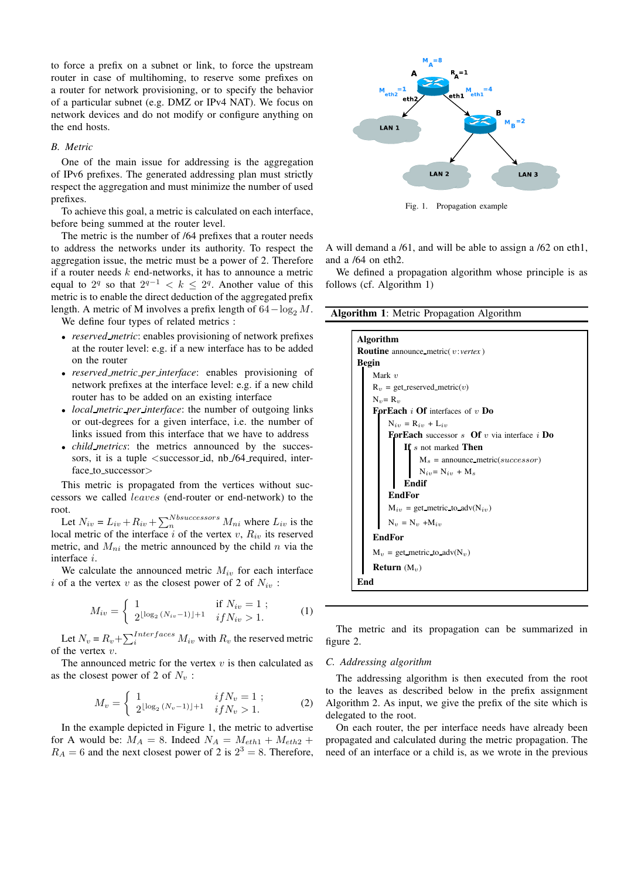to force a prefix on a subnet or link, to force the upstream router in case of multihoming, to reserve some prefixes on a router for network provisioning, or to specify the behavior of a particular subnet (e.g. DMZ or IPv4 NAT). We focus on network devices and do not modify or configure anything on the end hosts.

### B. Metric

One of the main issue for addressing is the aggregation of IPv6 prefixes. The generated addressing plan must strictly respect the aggregation and must minimize the number of used prefixes.

To achieve this goal, a metric is calculated on each interface, before being summed at the router level.

The metric is the number of /64 prefixes that a router needs to address the networks under its authority. To respect the aggregation issue, the metric must be a power of 2. Therefore if a router needs $k$ end-networks, it has to announce a metric equal to $2^q$ so that $2^{q-1} < k \leq 2^q$. Another value of this metric is to enable the direct deduction of the aggregated prefix length. A metric of M involves a prefix length of $64 - \log_2 M$.

We define four types of related metrics :

- *reserved_metric*: enables provisioning of network prefixes at the router level: e.g. if a new interface has to be added on the router
- *reserved_metric_per_interface*: enables provisioning of network prefixes at the interface level: e.g. if a new child router has to be added on an existing interface
- *local_metric_per_interface*: the number of outgoing links or out-degrees for a given interface, i.e. the number of links issued from this interface that we have to address
- *child_metrics*: the metrics announced by the successors, it is a tuple <successor_id, nb_/64_required, interface_to_successor>

This metric is propagated from the vertices without successors we called *leaves* (end-router or end-network) to the root.

Let $N_{iv} = L_{iv} + R_{iv} + \sum_n^{Nbsuccessors} M_{ni}$ where $L_{iv}$ is the local metric of the interface $i$ of the vertex $v$, $R_{iv}$ its reserved metric, and $M_{ni}$ the metric announced by the child $n$ via the interface $i$.

We calculate the announced metric $M_{iv}$ for each interface $i$ of a the vertex $v$ as the closest power of 2 of $N_{iv}$ :

$$M_{iv} = \begin{cases} 1 & \text{if } N_{iv} = 1 \text{ ;} \\ 2^{\lfloor \log_2 (N_{iv}-1) \rfloor + 1} & if\, N_{iv} > 1. \end{cases} \tag{1}$$

Let $N_v = R_v + \sum_i^{Interfaces} M_{iv}$ with $R_v$ the reserved metric of the vertex $v$.

The announced metric for the vertex $v$ is then calculated as as the closest power of 2 of $N_v$ :

$$M_v = \begin{cases} 1 & if\, N_v = 1 \text{ ;} \\ 2^{\lfloor \log_2 (N_v-1) \rfloor + 1} & if\, N_v > 1. \end{cases} \tag{2}$$

In the example depicted in Figure 1, the metric to advertise for A would be: $M_A = 8$. Indeed $N_A = M_{eth1} + M_{eth2} + R_A = 6$ and the next closest power of 2 is $2^3 = 8$. Therefore, A will demand a /61, and will be able to assign a /62 on eth1, and a /64 on eth2.

Fig. 1. Propagation example

We defined a propagation algorithm whose principle is as follows (cf. Algorithm 1)

**Algorithm 1**: Metric Propagation Algorithm

```
Algorithm
Routine announce_metric( v:vertex )
Begin
    Mark v
    R_v = get_reserved_metric(v)
    N_v = R_v
    ForEach i Of interfaces of v Do
        N_iv = R_iv + L_iv
        ForEach successor s Of v via interface i Do
            If s not marked Then
                M_s = announce_metric(successor)
                N_iv = N_iv + M_s
            Endif
        EndFor
        M_iv = get_metric_to_adv(N_iv)
        N_v = N_v + M_iv
    EndFor
    M_v = get_metric_to_adv(N_v)
    Return (M_v)
End
```

The metric and its propagation can be summarized in figure 2.

### C. Addressing algorithm

The addressing algorithm is then executed from the root to the leaves as described below in the prefix assignment Algorithm 2. As input, we give the prefix of the site which is delegated to the root.

On each router, the per interface needs have already been propagated and calculated during the metric propagation. The need of an interface or a child is, as we wrote in the previous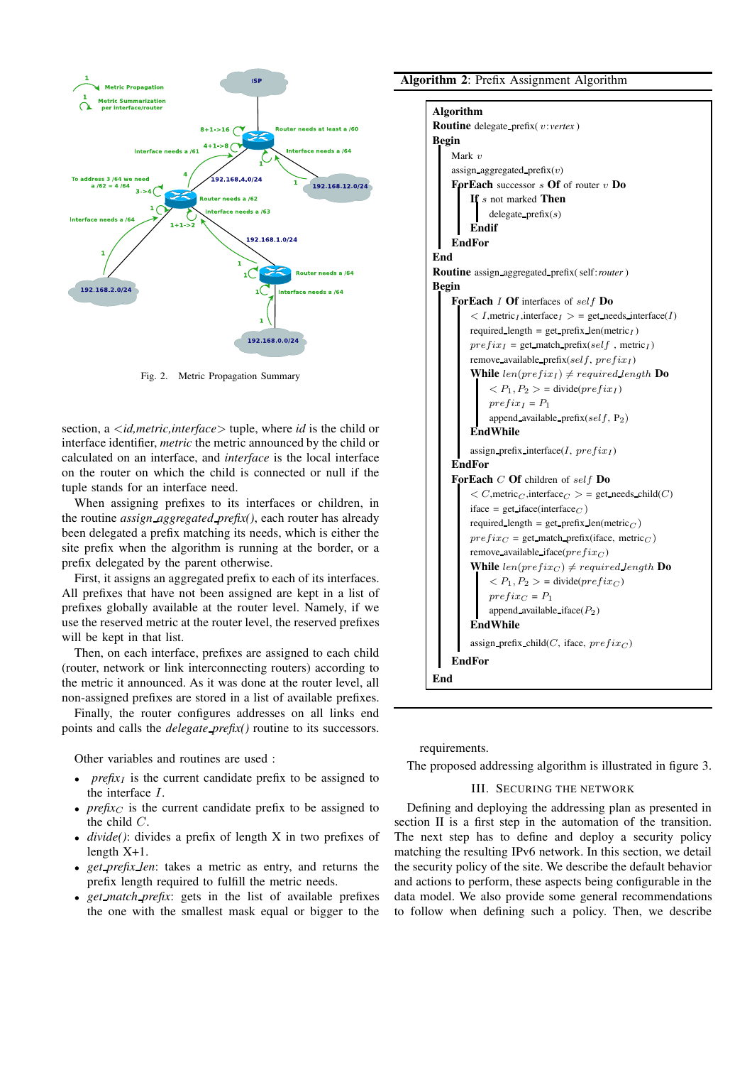Fig. 2. Metric Propagation Summary

section, a $<id,metric,interface>$ tuple, where *id* is the child or interface identifier, *metric* the metric announced by the child or calculated on an interface, and *interface* is the local interface on the router on which the child is connected or null if the tuple stands for an interface need.

When assigning prefixes to its interfaces or children, in the routine *assign_aggregated_prefix()*, each router has already been delegated a prefix matching its needs, which is either the site prefix when the algorithm is running at the border, or a prefix delegated by the parent otherwise.

First, it assigns an aggregated prefix to each of its interfaces. All prefixes that have not been assigned are kept in a list of prefixes globally available at the router level. Namely, if we use the reserved metric at the router level, the reserved prefixes will be kept in that list.

Then, on each interface, prefixes are assigned to each child (router, network or link interconnecting routers) according to the metric it announced. As it was done at the router level, all non-assigned prefixes are stored in a list of available prefixes.

Finally, the router configures addresses on all links end points and calls the *delegate_prefix()* routine to its successors.

Other variables and routines are used :

- $prefix_I$ is the current candidate prefix to be assigned to the interface $I$.
- $prefix_C$ is the current candidate prefix to be assigned to the child $C$.
- *divide()*: divides a prefix of length X in two prefixes of length X+1.
- *get_prefix_len*: takes a metric as entry, and returns the prefix length required to fulfill the metric needs.
- *get_match_prefix*: gets in the list of available prefixes the one with the smallest mask equal or bigger to the requirements.

**Algorithm 2**: Prefix Assignment Algorithm

```
Algorithm
Routine delegate_prefix( v:vertex )
Begin
    Mark v
    assign_aggregated_prefix(v)
    ForEach successor s Of of router v Do
        If s not marked Then
            delegate_prefix(s)
        Endif
    EndFor
End
Routine assign_aggregated_prefix( self:router )
Begin
    ForEach I Of interfaces of self Do
        < I,metric_I,interface_I > = get_needs_interface(I)
        required_length = get_prefix_len(metric_I)
        prefix_I = get_match_prefix(self , metric_I)
        remove_available_prefix(self, prefix_I)
        While len(prefix_I) ≠ required_length Do
            < P1, P2 > = divide(prefix_I)
            prefix_I = P1
            append_available_prefix(self, P2)
        EndWhile
        assign_prefix_interface(I, prefix_I)
    EndFor
    ForEach C Of children of self Do
        < C,metric_C,interface_C > = get_needs_child(C)
        iface = get_iface(interface_C)
        required_length = get_prefix_len(metric_C)
        prefix_C = get_match_prefix(iface, metric_C)
        remove_available_iface(prefix_C)
        While len(prefix_C) ≠ required_length Do
            < P1, P2 > = divide(prefix_C)
            prefix_C = P1
            append_available_iface(P2)
        EndWhile
        assign_prefix_child(C, iface, prefix_C)
    EndFor
End
```

The proposed addressing algorithm is illustrated in figure 3.

## III. Securing the Network

Defining and deploying the addressing plan as presented in section II is a first step in the automation of the transition. The next step has to define and deploy a security policy matching the resulting IPv6 network. In this section, we detail the security policy of the site. We describe the default behavior and actions to perform, these aspects being configurable in the data model. We also provide some general recommendations to follow when defining such a policy. Then, we describe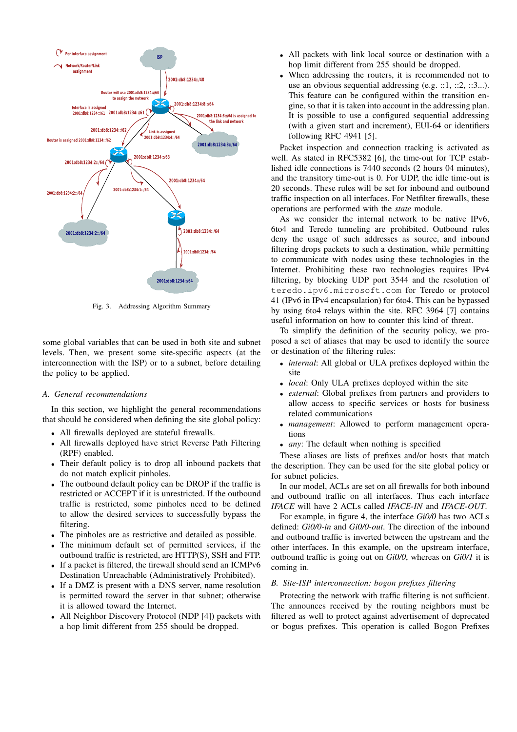Fig. 3. Addressing Algorithm Summary

some global variables that can be used in both site and subnet levels. Then, we present some site-specific aspects (at the interconnection with the ISP) or to a subnet, before detailing the policy to be applied.

### A. General recommendations

In this section, we highlight the general recommendations that should be considered when defining the site global policy:

- All firewalls deployed are stateful firewalls.
- All firewalls deployed have strict Reverse Path Filtering (RPF) enabled.
- Their default policy is to drop all inbound packets that do not match explicit pinholes.
- The outbound default policy can be DROP if the traffic is restricted or ACCEPT if it is unrestricted. If the outbound traffic is restricted, some pinholes need to be defined to allow the desired services to successfully bypass the filtering.
- The pinholes are as restrictive and detailed as possible.
- The minimum default set of permitted services, if the outbound traffic is restricted, are HTTP(S), SSH and FTP.
- If a packet is filtered, the firewall should send an ICMPv6 Destination Unreachable (Administratively Prohibited).
- If a DMZ is present with a DNS server, name resolution is permitted toward the server in that subnet; otherwise it is allowed toward the Internet.
- All Neighbor Discovery Protocol (NDP [4]) packets with a hop limit different from 255 should be dropped.
- All packets with link local source or destination with a hop limit different from 255 should be dropped.
- When addressing the routers, it is recommended not to use an obvious sequential addressing (e.g. ::1, ::2, ::3...). This feature can be configured within the transition engine, so that it is taken into account in the addressing plan. It is possible to use a configured sequential addressing (with a given start and increment), EUI-64 or identifiers following RFC 4941 [5].

Packet inspection and connection tracking is activated as well. As stated in RFC5382 [6], the time-out for TCP established idle connections is 7440 seconds (2 hours 04 minutes), and the transitory time-out is 0. For UDP, the idle time-out is 20 seconds. These rules will be set for inbound and outbound traffic inspection on all interfaces. For Netfilter firewalls, these operations are performed with the *state* module.

As we consider the internal network to be native IPv6, 6to4 and Teredo tunneling are prohibited. Outbound rules deny the usage of such addresses as source, and inbound filtering drops packets to such a destination, while permitting to communicate with nodes using these technologies in the Internet. Prohibiting these two technologies requires IPv4 filtering, by blocking UDP port 3544 and the resolution of `teredo.ipv6.microsoft.com` for Teredo or protocol 41 (IPv6 in IPv4 encapsulation) for 6to4. This can be bypassed by using 6to4 relays within the site. RFC 3964 [7] contains useful information on how to counter this kind of threat.

To simplify the definition of the security policy, we proposed a set of aliases that may be used to identify the source or destination of the filtering rules:

- *internal*: All global or ULA prefixes deployed within the site
- *local*: Only ULA prefixes deployed within the site
- *external*: Global prefixes from partners and providers to allow access to specific services or hosts for business related communications
- *management*: Allowed to perform management operations
- *any*: The default when nothing is specified

These aliases are lists of prefixes and/or hosts that match the description. They can be used for the site global policy or for subnet policies.

In our model, ACLs are set on all firewalls for both inbound and outbound traffic on all interfaces. Thus each interface *IFACE* will have 2 ACLs called *IFACE-IN* and *IFACE-OUT*.

For example, in figure 4, the interface *Gi0/0* has two ACLs defined: *Gi0/0-in* and *Gi0/0-out*. The direction of the inbound and outbound traffic is inverted between the upstream and the other interfaces. In this example, on the upstream interface, outbound traffic is going out on *Gi0/0*, whereas on *Gi0/1* it is coming in.

### B. Site-ISP interconnection: bogon prefixes filtering

Protecting the network with traffic filtering is not sufficient. The announces received by the routing neighbors must be filtered as well to protect against advertisement of deprecated or bogus prefixes. This operation is called Bogon Prefixes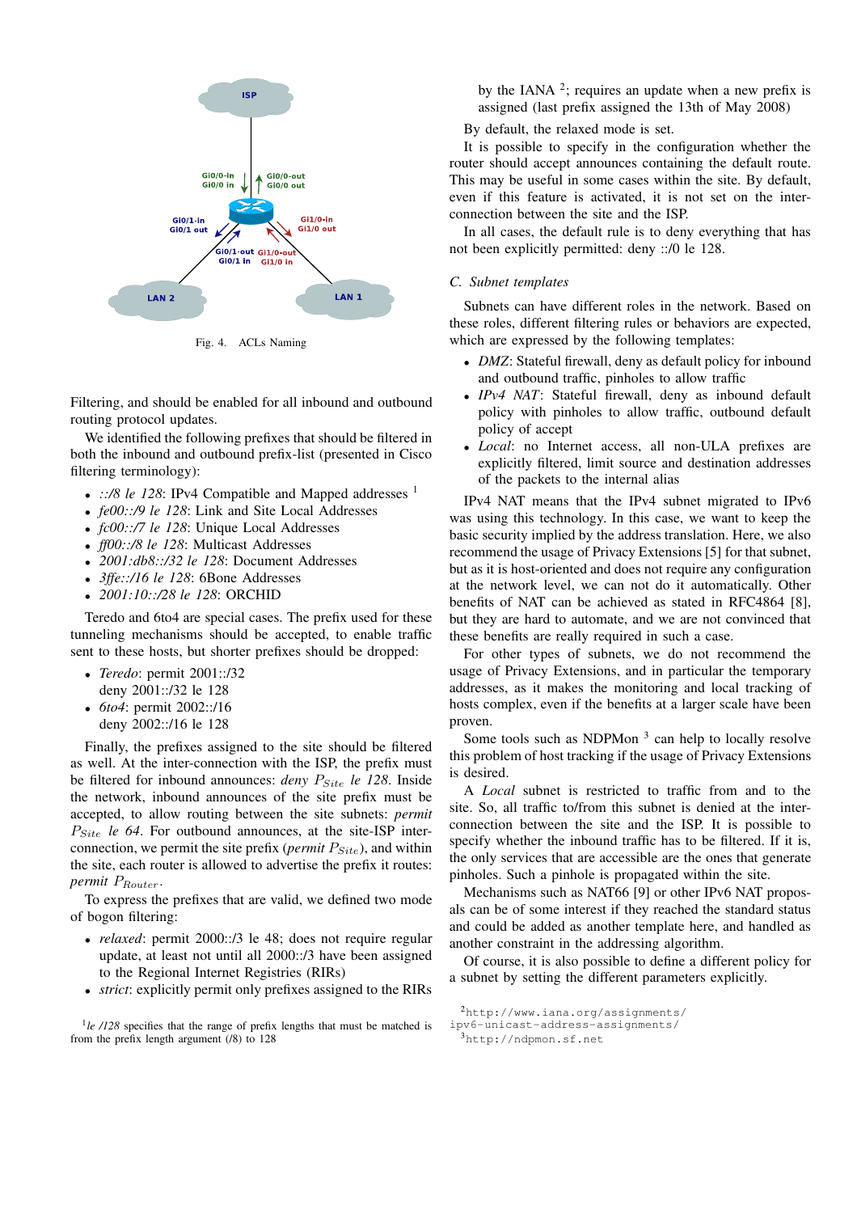Fig. 4. ACLs Naming

Filtering, and should be enabled for all inbound and outbound routing protocol updates.

We identified the following prefixes that should be filtered in both the inbound and outbound prefix-list (presented in Cisco filtering terminology):

- *::/8 le 128*: IPv4 Compatible and Mapped addresses [1]
- *fe00::/9 le 128*: Link and Site Local Addresses
- *fc00::/7 le 128*: Unique Local Addresses
- *ff00::/8 le 128*: Multicast Addresses
- *2001:db8::/32 le 128*: Document Addresses
- *3ffe::/16 le 128*: 6Bone Addresses
- *2001:10::/28 le 128*: ORCHID

Teredo and 6to4 are special cases. The prefix used for these tunneling mechanisms should be accepted, to enable traffic sent to these hosts, but shorter prefixes should be dropped:

- *Teredo*: permit 2001::/32
  deny 2001::/32 le 128
- *6to4*: permit 2002::/16
  deny 2002::/16 le 128

Finally, the prefixes assigned to the site should be filtered as well. At the inter-connection with the ISP, the prefix must be filtered for inbound announces: *deny* $P_{Site}$ *le 128*. Inside the network, inbound announces of the site prefix must be accepted, to allow routing between the site subnets: *permit* $P_{Site}$ *le 64*. For outbound announces, at the site-ISP inter-connection, we permit the site prefix (*permit* $P_{Site}$), and within the site, each router is allowed to advertise the prefix it routes: *permit* $P_{Router}$.

To express the prefixes that are valid, we defined two mode of bogon filtering:

- *relaxed*: permit 2000::/3 le 48; does not require regular update, at least not until all 2000::/3 have been assigned to the Regional Internet Registries (RIRs)
- *strict*: explicitly permit only prefixes assigned to the RIRs by the IANA [2]; requires an update when a new prefix is assigned (last prefix assigned the 13th of May 2008)

By default, the relaxed mode is set.

It is possible to specify in the configuration whether the router should accept announces containing the default route. This may be useful in some cases within the site. By default, even if this feature is activated, it is not set on the inter-connection between the site and the ISP.

In all cases, the default rule is to deny everything that has not been explicitly permitted: deny ::/0 le 128.

### C. Subnet templates

Subnets can have different roles in the network. Based on these roles, different filtering rules or behaviors are expected, which are expressed by the following templates:

- *DMZ*: Stateful firewall, deny as default policy for inbound and outbound traffic, pinholes to allow traffic
- *IPv4 NAT*: Stateful firewall, deny as inbound default policy with pinholes to allow traffic, outbound default policy of accept
- *Local*: no Internet access, all non-ULA prefixes are explicitly filtered, limit source and destination addresses of the packets to the internal alias

IPv4 NAT means that the IPv4 subnet migrated to IPv6 was using this technology. In this case, we want to keep the basic security implied by the address translation. Here, we also recommend the usage of Privacy Extensions [5] for that subnet, but as it is host-oriented and does not require any configuration at the network level, we can not do it automatically. Other benefits of NAT can be achieved as stated in RFC4864 [8], but they are hard to automate, and we are not convinced that these benefits are really required in such a case.

For other types of subnets, we do not recommend the usage of Privacy Extensions, and in particular the temporary addresses, as it makes the monitoring and local tracking of hosts complex, even if the benefits at a larger scale have been proven.

Some tools such as NDPMon [3] can help to locally resolve this problem of host tracking if the usage of Privacy Extensions is desired.

A *Local* subnet is restricted to traffic from and to the site. So, all traffic to/from this subnet is denied at the inter-connection between the site and the ISP. It is possible to specify whether the inbound traffic has to be filtered. If it is, the only services that are accessible are the ones that generate pinholes. Such a pinhole is propagated within the site.

Mechanisms such as NAT66 [9] or other IPv6 NAT proposals can be of some interest if they reached the standard status and could be added as another template here, and handled as another constraint in the addressing algorithm.

Of course, it is also possible to define a different policy for a subnet by setting the different parameters explicitly.

[1] *le /128* specifies that the range of prefix lengths that must be matched is from the prefix length argument (/8) to 128

[2] http://www.iana.org/assignments/ipv6-unicast-address-assignments/

[3] http://ndpmon.sf.net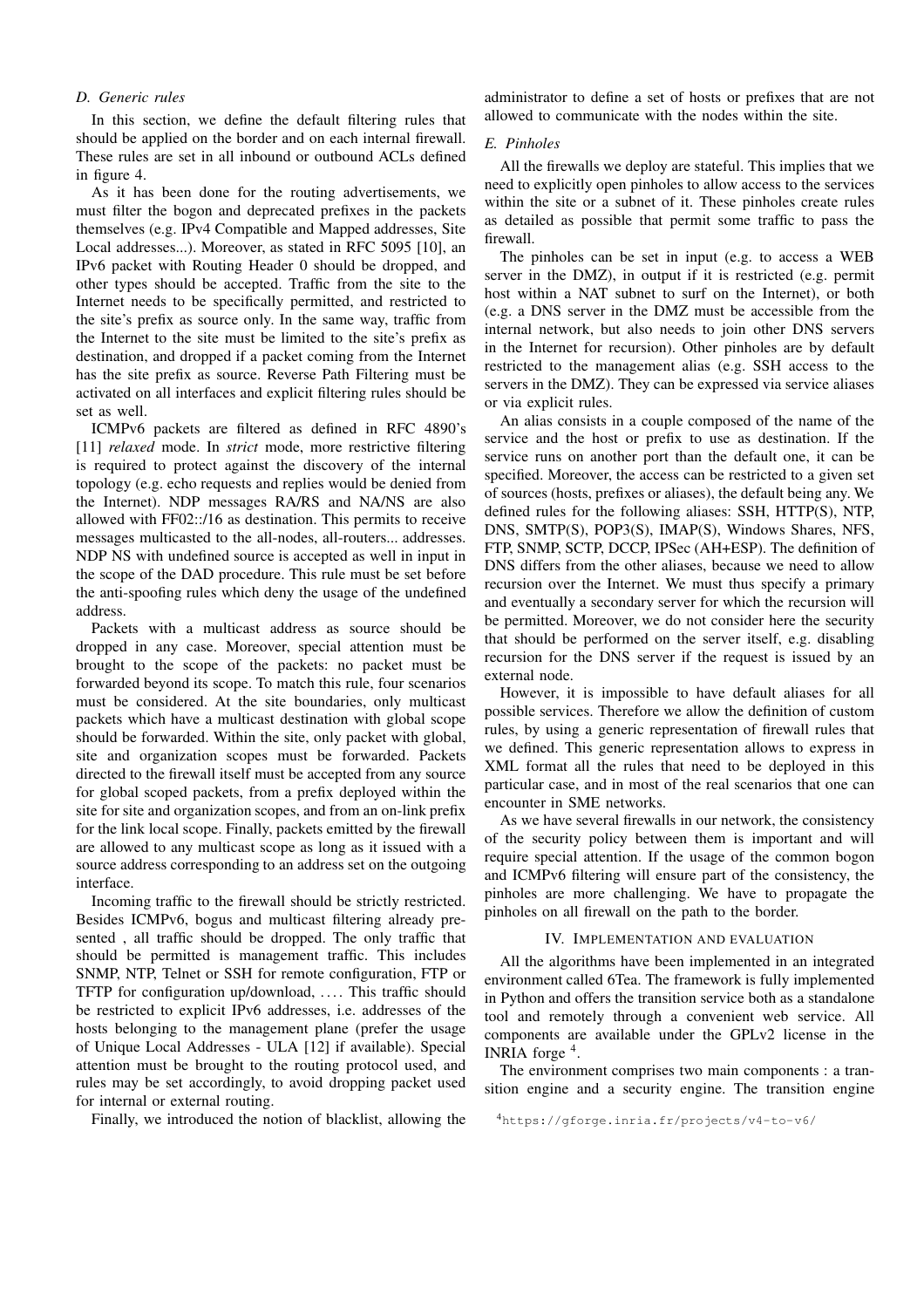### D. Generic rules

In this section, we define the default filtering rules that should be applied on the border and on each internal firewall. These rules are set in all inbound or outbound ACLs defined in figure 4.

As it has been done for the routing advertisements, we must filter the bogon and deprecated prefixes in the packets themselves (e.g. IPv4 Compatible and Mapped addresses, Site Local addresses...). Moreover, as stated in RFC 5095 [10], an IPv6 packet with Routing Header 0 should be dropped, and other types should be accepted. Traffic from the site to the Internet needs to be specifically permitted, and restricted to the site's prefix as source only. In the same way, traffic from the Internet to the site must be limited to the site's prefix as destination, and dropped if a packet coming from the Internet has the site prefix as source. Reverse Path Filtering must be activated on all interfaces and explicit filtering rules should be set as well.

ICMPv6 packets are filtered as defined in RFC 4890's [11] *relaxed* mode. In *strict* mode, more restrictive filtering is required to protect against the discovery of the internal topology (e.g. echo requests and replies would be denied from the Internet). NDP messages RA/RS and NA/NS are also allowed with FF02::/16 as destination. This permits to receive messages multicasted to the all-nodes, all-routers... addresses. NDP NS with undefined source is accepted as well in input in the scope of the DAD procedure. This rule must be set before the anti-spoofing rules which deny the usage of the undefined address.

Packets with a multicast address as source should be dropped in any case. Moreover, special attention must be brought to the scope of the packets: no packet must be forwarded beyond its scope. To match this rule, four scenarios must be considered. At the site boundaries, only multicast packets which have a multicast destination with global scope should be forwarded. Within the site, only packet with global, site and organization scopes must be forwarded. Packets directed to the firewall itself must be accepted from any source for global scoped packets, from a prefix deployed within the site for site and organization scopes, and from an on-link prefix for the link local scope. Finally, packets emitted by the firewall are allowed to any multicast scope as long as it issued with a source address corresponding to an address set on the outgoing interface.

Incoming traffic to the firewall should be strictly restricted. Besides ICMPv6, bogus and multicast filtering already presented , all traffic should be dropped. The only traffic that should be permitted is management traffic. This includes SNMP, NTP, Telnet or SSH for remote configuration, FTP or TFTP for configuration up/download, .... This traffic should be restricted to explicit IPv6 addresses, i.e. addresses of the hosts belonging to the management plane (prefer the usage of Unique Local Addresses - ULA [12] if available). Special attention must be brought to the routing protocol used, and rules may be set accordingly, to avoid dropping packet used for internal or external routing.

Finally, we introduced the notion of blacklist, allowing the administrator to define a set of hosts or prefixes that are not allowed to communicate with the nodes within the site.

### E. Pinholes

All the firewalls we deploy are stateful. This implies that we need to explicitly open pinholes to allow access to the services within the site or a subnet of it. These pinholes create rules as detailed as possible that permit some traffic to pass the firewall.

The pinholes can be set in input (e.g. to access a WEB server in the DMZ), in output if it is restricted (e.g. permit host within a NAT subnet to surf on the Internet), or both (e.g. a DNS server in the DMZ must be accessible from the internal network, but also needs to join other DNS servers in the Internet for recursion). Other pinholes are by default restricted to the management alias (e.g. SSH access to the servers in the DMZ). They can be expressed via service aliases or via explicit rules.

An alias consists in a couple composed of the name of the service and the host or prefix to use as destination. If the service runs on another port than the default one, it can be specified. Moreover, the access can be restricted to a given set of sources (hosts, prefixes or aliases), the default being any. We defined rules for the following aliases: SSH, HTTP(S), NTP, DNS, SMTP(S), POP3(S), IMAP(S), Windows Shares, NFS, FTP, SNMP, SCTP, DCCP, IPSec (AH+ESP). The definition of DNS differs from the other aliases, because we need to allow recursion over the Internet. We must thus specify a primary and eventually a secondary server for which the recursion will be permitted. Moreover, we do not consider here the security that should be performed on the server itself, e.g. disabling recursion for the DNS server if the request is issued by an external node.

However, it is impossible to have default aliases for all possible services. Therefore we allow the definition of custom rules, by using a generic representation of firewall rules that we defined. This generic representation allows to express in XML format all the rules that need to be deployed in this particular case, and in most of the real scenarios that one can encounter in SME networks.

As we have several firewalls in our network, the consistency of the security policy between them is important and will require special attention. If the usage of the common bogon and ICMPv6 filtering will ensure part of the consistency, the pinholes are more challenging. We have to propagate the pinholes on all firewall on the path to the border.

## IV. Implementation and evaluation

All the algorithms have been implemented in an integrated environment called 6Tea. The framework is fully implemented in Python and offers the transition service both as a standalone tool and remotely through a convenient web service. All components are available under the GPLv2 license in the INRIA forge [4].

The environment comprises two main components : a transition engine and a security engine. The transition engine

[4] https://gforge.inria.fr/projects/v4-to-v6/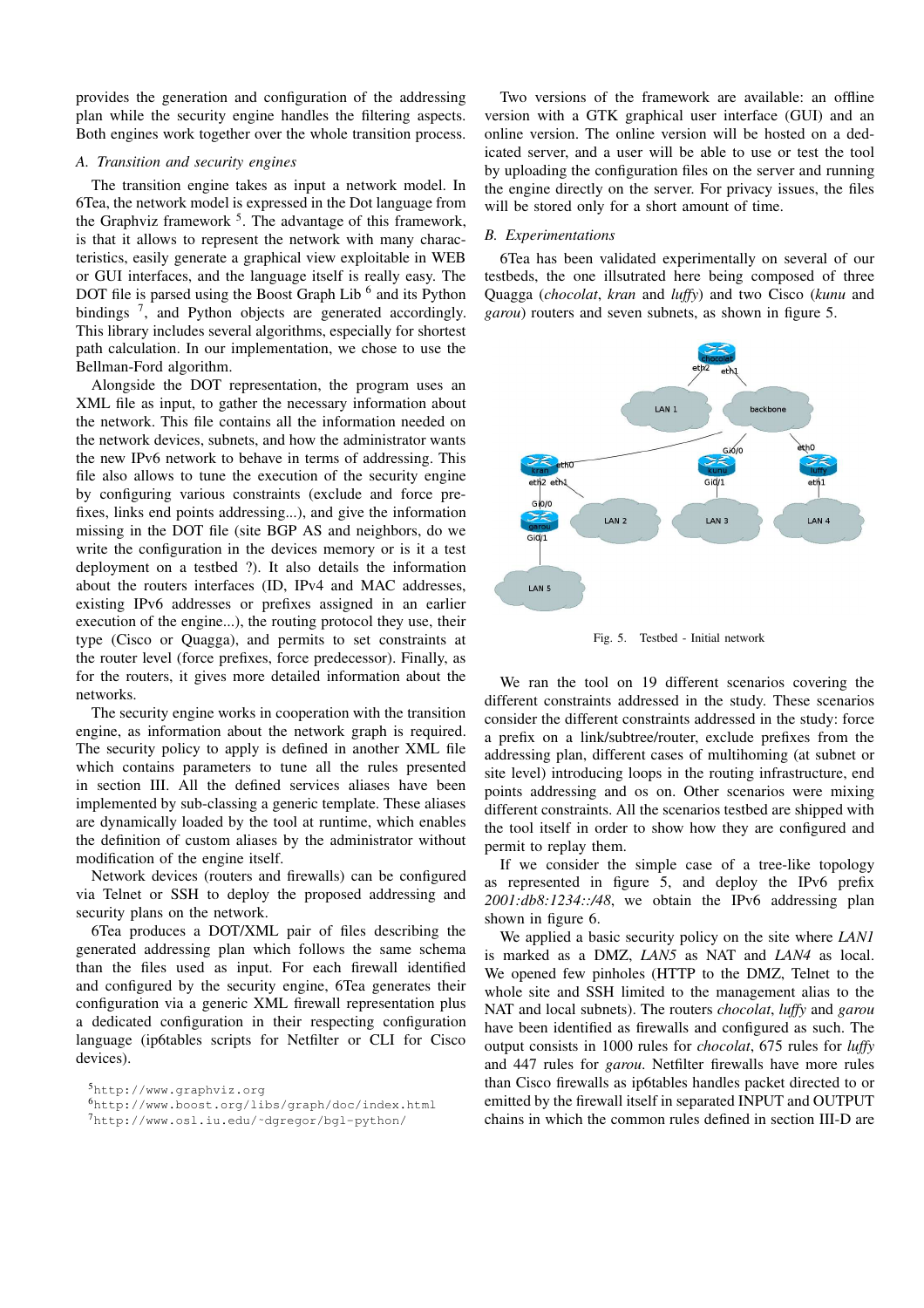provides the generation and configuration of the addressing plan while the security engine handles the filtering aspects. Both engines work together over the whole transition process.

### A. Transition and security engines

The transition engine takes as input a network model. In 6Tea, the network model is expressed in the Dot language from the Graphviz framework [5]. The advantage of this framework, is that it allows to represent the network with many characteristics, easily generate a graphical view exploitable in WEB or GUI interfaces, and the language itself is really easy. The DOT file is parsed using the Boost Graph Lib [6] and its Python bindings [7], and Python objects are generated accordingly. This library includes several algorithms, especially for shortest path calculation. In our implementation, we chose to use the Bellman-Ford algorithm.

Alongside the DOT representation, the program uses an XML file as input, to gather the necessary information about the network. This file contains all the information needed on the network devices, subnets, and how the administrator wants the new IPv6 network to behave in terms of addressing. This file also allows to tune the execution of the security engine by configuring various constraints (exclude and force prefixes, links end points addressing...), and give the information missing in the DOT file (site BGP AS and neighbors, do we write the configuration in the devices memory or is it a test deployment on a testbed ?). It also details the information about the routers interfaces (ID, IPv4 and MAC addresses, existing IPv6 addresses or prefixes assigned in an earlier execution of the engine...), the routing protocol they use, their type (Cisco or Quagga), and permits to set constraints at the router level (force prefixes, force predecessor). Finally, as for the routers, it gives more detailed information about the networks.

The security engine works in cooperation with the transition engine, as information about the network graph is required. The security policy to apply is defined in another XML file which contains parameters to tune all the rules presented in section III. All the defined services aliases have been implemented by sub-classing a generic template. These aliases are dynamically loaded by the tool at runtime, which enables the definition of custom aliases by the administrator without modification of the engine itself.

Network devices (routers and firewalls) can be configured via Telnet or SSH to deploy the proposed addressing and security plans on the network.

6Tea produces a DOT/XML pair of files describing the generated addressing plan which follows the same schema than the files used as input. For each firewall identified and configured by the security engine, 6Tea generates their configuration via a generic XML firewall representation plus a dedicated configuration in their respecting configuration language (ip6tables scripts for Netfilter or CLI for Cisco devices).

[5] http://www.graphviz.org

[6] http://www.boost.org/libs/graph/doc/index.html

[7] http://www.osl.iu.edu/~dgregor/bgl-python/

Two versions of the framework are available: an offline version with a GTK graphical user interface (GUI) and an online version. The online version will be hosted on a dedicated server, and a user will be able to use or test the tool by uploading the configuration files on the server and running the engine directly on the server. For privacy issues, the files will be stored only for a short amount of time.

### B. Experimentations

6Tea has been validated experimentally on several of our testbeds, the one illsutrated here being composed of three Quagga (*chocolat*, *kran* and *luffy*) and two Cisco (*kunu* and *garou*) routers and seven subnets, as shown in figure 5.

Fig. 5. Testbed - Initial network

We ran the tool on 19 different scenarios covering the different constraints addressed in the study. These scenarios consider the different constraints addressed in the study: force a prefix on a link/subtree/router, exclude prefixes from the addressing plan, different cases of multihoming (at subnet or site level) introducing loops in the routing infrastructure, end points addressing and os on. Other scenarios were mixing different constraints. All the scenarios testbed are shipped with the tool itself in order to show how they are configured and permit to replay them.

If we consider the simple case of a tree-like topology as represented in figure 5, and deploy the IPv6 prefix *2001:db8:1234::/48*, we obtain the IPv6 addressing plan shown in figure 6.

We applied a basic security policy on the site where *LAN1* is marked as a DMZ, *LAN5* as NAT and *LAN4* as local. We opened few pinholes (HTTP to the DMZ, Telnet to the whole site and SSH limited to the management alias to the NAT and local subnets). The routers *chocolat*, *luffy* and *garou* have been identified as firewalls and configured as such. The output consists in 1000 rules for *chocolat*, 675 rules for *luffy* and 447 rules for *garou*. Netfilter firewalls have more rules than Cisco firewalls as ip6tables handles packet directed to or emitted by the firewall itself in separated INPUT and OUTPUT chains in which the common rules defined in section III-D are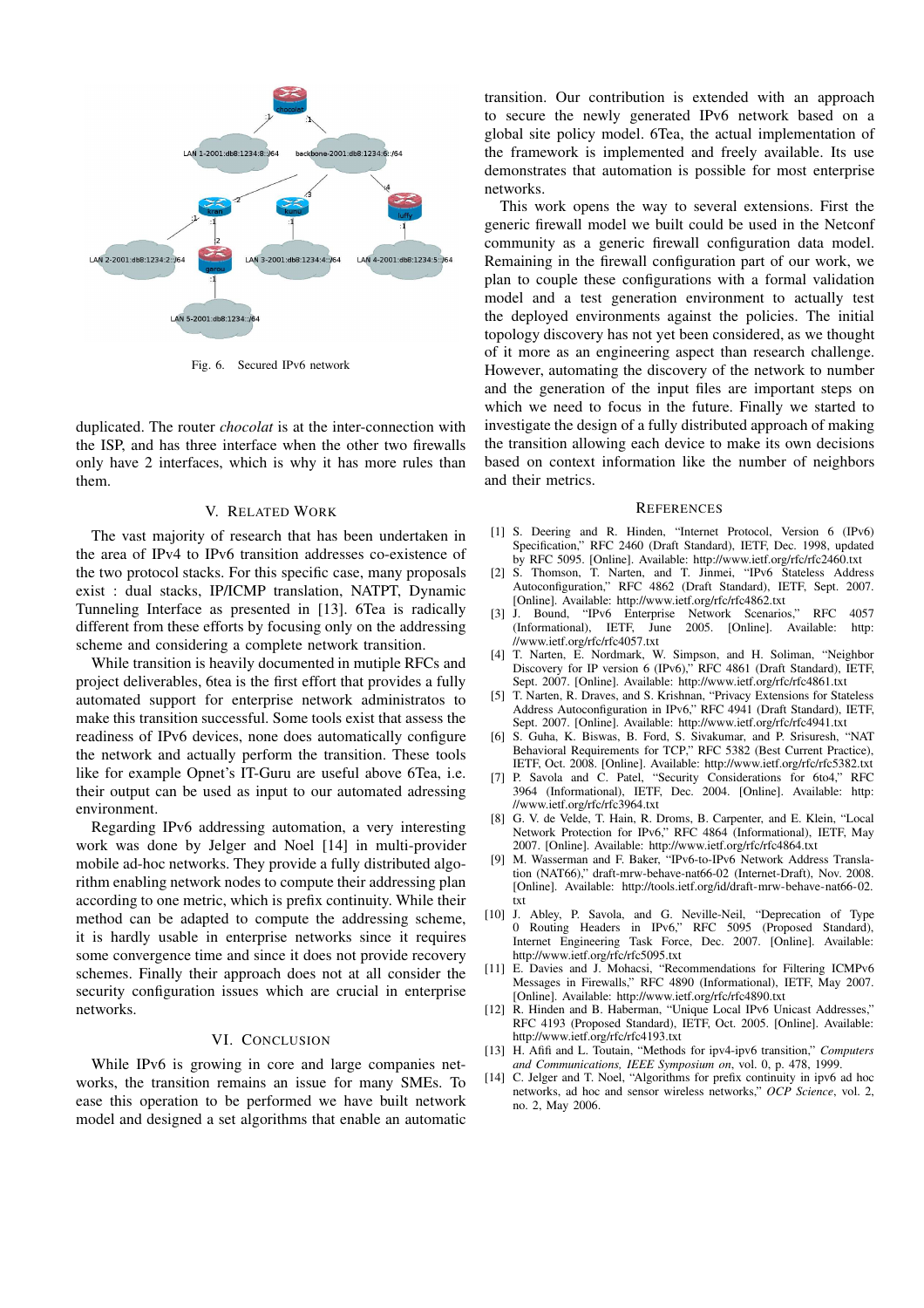chocolat

:1

:1

LAN 1-2001:db8:1234:8::/64

backbone-2001:db8:1234:6::/64

:2

:3

:4

kiran

kumu

luffy

:1

:1

:1

:1

:2

LAN 2-2001:db8:1234:2::/64

garou

LAN 3-2001:db8:1234:4::/64

LAN 4-2001:db8:1234:5::/64

:1

LAN 5-2001:db8:1234::/64

Fig. 6. Secured IPv6 network

duplicated. The router *chocolat* is at the inter-connection with the ISP, and has three interface when the other two firewalls only have 2 interfaces, which is why it has more rules than them.

## V. Related Work

The vast majority of research that has been undertaken in the area of IPv4 to IPv6 transition addresses co-existence of the two protocol stacks. For this specific case, many proposals exist : dual stacks, IP/ICMP translation, NATPT, Dynamic Tunneling Interface as presented in [13]. 6Tea is radically different from these efforts by focusing only on the addressing scheme and considering a complete network transition.

While transition is heavily documented in mutiple RFCs and project deliverables, 6tea is the first effort that provides a fully automated support for enterprise network administratos to make this transition successful. Some tools exist that assess the readiness of IPv6 devices, none does automatically configure the network and actually perform the transition. These tools like for example Opnet's IT-Guru are useful above 6Tea, i.e. their output can be used as input to our automated adressing environment.

Regarding IPv6 addressing automation, a very interesting work was done by Jelger and Noel [14] in multi-provider mobile ad-hoc networks. They provide a fully distributed algorithm enabling network nodes to compute their addressing plan according to one metric, which is prefix continuity. While their method can be adapted to compute the addressing scheme, it is hardly usable in enterprise networks since it requires some convergence time and since it does not provide recovery schemes. Finally their approach does not at all consider the security configuration issues which are crucial in enterprise networks.

## VI. Conclusion

While IPv6 is growing in core and large companies networks, the transition remains an issue for many SMEs. To ease this operation to be performed we have built network model and designed a set algorithms that enable an automatic transition. Our contribution is extended with an approach to secure the newly generated IPv6 network based on a global site policy model. 6Tea, the actual implementation of the framework is implemented and freely available. Its use demonstrates that automation is possible for most enterprise networks.

This work opens the way to several extensions. First the generic firewall model we built could be used in the Netconf community as a generic firewall configuration data model. Remaining in the firewall configuration part of our work, we plan to couple these configurations with a formal validation model and a test generation environment to actually test the deployed environments against the policies. The initial topology discovery has not yet been considered, as we thought of it more as an engineering aspect than research challenge. However, automating the discovery of the network to number and the generation of the input files are important steps on which we need to focus in the future. Finally we started to investigate the design of a fully distributed approach of making the transition allowing each device to make its own decisions based on context information like the number of neighbors and their metrics.

## References

[1] S. Deering and R. Hinden, "Internet Protocol, Version 6 (IPv6) Specification," RFC 2460 (Draft Standard), IETF, Dec. 1998, updated by RFC 5095. [Online]. Available: http://www.ietf.org/rfc/rfc2460.txt

[2] S. Thomson, T. Narten, and T. Jinmei, "IPv6 Stateless Address Autoconfiguration," RFC 4862 (Draft Standard), IETF, Sept. 2007. [Online]. Available: http://www.ietf.org/rfc/rfc4862.txt

[3] J. Bound, "IPv6 Enterprise Network Scenarios," RFC 4057 (Informational), IETF, June 2005. [Online]. Available: http://www.ietf.org/rfc/rfc4057.txt

[4] T. Narten, E. Nordmark, W. Simpson, and H. Soliman, "Neighbor Discovery for IP version 6 (IPv6)," RFC 4861 (Draft Standard), IETF, Sept. 2007. [Online]. Available: http://www.ietf.org/rfc/rfc4861.txt

[5] T. Narten, R. Draves, and S. Krishnan, "Privacy Extensions for Stateless Address Autoconfiguration in IPv6," RFC 4941 (Draft Standard), IETF, Sept. 2007. [Online]. Available: http://www.ietf.org/rfc/rfc4941.txt

[6] S. Guha, K. Biswas, B. Ford, S. Sivakumar, and P. Srisuresh, "NAT Behavioral Requirements for TCP," RFC 5382 (Best Current Practice), IETF, Oct. 2008. [Online]. Available: http://www.ietf.org/rfc/rfc5382.txt

[7] P. Savola and C. Patel, "Security Considerations for 6to4," RFC 3964 (Informational), IETF, Dec. 2004. [Online]. Available: http://www.ietf.org/rfc/rfc3964.txt

[8] G. V. de Velde, T. Hain, R. Droms, B. Carpenter, and E. Klein, "Local Network Protection for IPv6," RFC 4864 (Informational), IETF, May 2007. [Online]. Available: http://www.ietf.org/rfc/rfc4864.txt

[9] M. Wasserman and F. Baker, "IPv6-to-IPv6 Network Address Translation (NAT66)," draft-mrw-behave-nat66-02 (Internet-Draft), Nov. 2008. [Online]. Available: http://tools.ietf.org/id/draft-mrw-behave-nat66-02.txt

[10] J. Abley, P. Savola, and G. Neville-Neil, "Deprecation of Type 0 Routing Headers in IPv6," RFC 5095 (Proposed Standard), Internet Engineering Task Force, Dec. 2007. [Online]. Available: http://www.ietf.org/rfc/rfc5095.txt

[11] E. Davies and J. Mohacsi, "Recommendations for Filtering ICMPv6 Messages in Firewalls," RFC 4890 (Informational), IETF, May 2007. [Online]. Available: http://www.ietf.org/rfc/rfc4890.txt

[12] R. Hinden and B. Haberman, "Unique Local IPv6 Unicast Addresses," RFC 4193 (Proposed Standard), IETF, Oct. 2005. [Online]. Available: http://www.ietf.org/rfc/rfc4193.txt

[13] H. Afifi and L. Toutain, "Methods for ipv4-ipv6 transition," *Computers and Communications, IEEE Symposium on*, vol. 0, p. 478, 1999.

[14] C. Jelger and T. Noel, "Algorithms for prefix continuity in ipv6 ad hoc networks, ad hoc and sensor wireless networks," *OCP Science*, vol. 2, no. 2, May 2006.